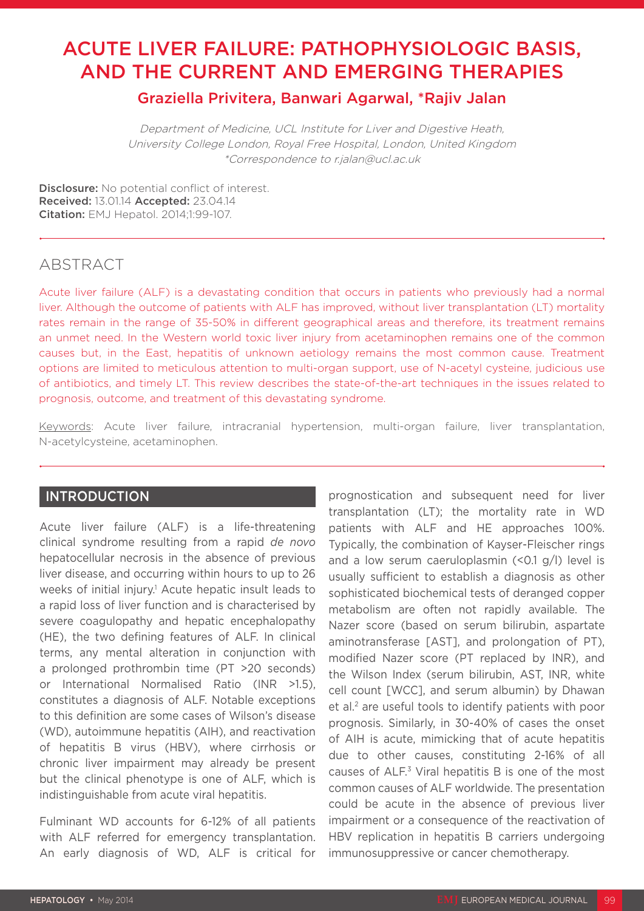# ACUTE LIVER FAILURE: PATHOPHYSIOLOGIC BASIS, AND THE CURRENT AND EMERGING THERAPIES

## Graziella Privitera, Banwari Agarwal, *Rajiv Jalan

*Department of Medicine, UCL Institute for Liver and Digestive Heath, University College London, Royal Free Hospital, London, United Kingdom*
*\*Correspondence to r.jalan@ucl.ac.uk*

**Disclosure:** No potential conflict of interest.
**Received:** 13.01.14 **Accepted:** 23.04.14
**Citation:** EMJ Hepatol. 2014;1:99-107.

## ABSTRACT

Acute liver failure (ALF) is a devastating condition that occurs in patients who previously had a normal liver. Although the outcome of patients with ALF has improved, without liver transplantation (LT) mortality rates remain in the range of 35-50% in different geographical areas and therefore, its treatment remains an unmet need. In the Western world toxic liver injury from acetaminophen remains one of the common causes but, in the East, hepatitis of unknown aetiology remains the most common cause. Treatment options are limited to meticulous attention to multi-organ support, use of N-acetyl cysteine, judicious use of antibiotics, and timely LT. This review describes the state-of-the-art techniques in the issues related to prognosis, outcome, and treatment of this devastating syndrome.

Keywords: Acute liver failure, intracranial hypertension, multi-organ failure, liver transplantation, N-acetylcysteine, acetaminophen.

## INTRODUCTION

Acute liver failure (ALF) is a life-threatening clinical syndrome resulting from a rapid *de novo* hepatocellular necrosis in the absence of previous liver disease, and occurring within hours to up to 26 weeks of initial injury.[1] Acute hepatic insult leads to a rapid loss of liver function and is characterised by severe coagulopathy and hepatic encephalopathy (HE), the two defining features of ALF. In clinical terms, any mental alteration in conjunction with a prolonged prothrombin time (PT >20 seconds) or International Normalised Ratio (INR >1.5), constitutes a diagnosis of ALF. Notable exceptions to this definition are some cases of Wilson's disease (WD), autoimmune hepatitis (AIH), and reactivation of hepatitis B virus (HBV), where cirrhosis or chronic liver impairment may already be present but the clinical phenotype is one of ALF, which is indistinguishable from acute viral hepatitis.

Fulminant WD accounts for 6-12% of all patients with ALF referred for emergency transplantation. An early diagnosis of WD, ALF is critical for prognostication and subsequent need for liver transplantation (LT); the mortality rate in WD patients with ALF and HE approaches 100%. Typically, the combination of Kayser-Fleischer rings and a low serum caeruloplasmin (<0.1 g/l) level is usually sufficient to establish a diagnosis as other sophisticated biochemical tests of deranged copper metabolism are often not rapidly available. The Nazer score (based on serum bilirubin, aspartate aminotransferase [AST], and prolongation of PT), modified Nazer score (PT replaced by INR), and the Wilson Index (serum bilirubin, AST, INR, white cell count [WCC], and serum albumin) by Dhawan et al.[2] are useful tools to identify patients with poor prognosis. Similarly, in 30-40% of cases the onset of AIH is acute, mimicking that of acute hepatitis due to other causes, constituting 2-16% of all causes of ALF.[3] Viral hepatitis B is one of the most common causes of ALF worldwide. The presentation could be acute in the absence of previous liver impairment or a consequence of the reactivation of HBV replication in hepatitis B carriers undergoing immunosuppressive or cancer chemotherapy.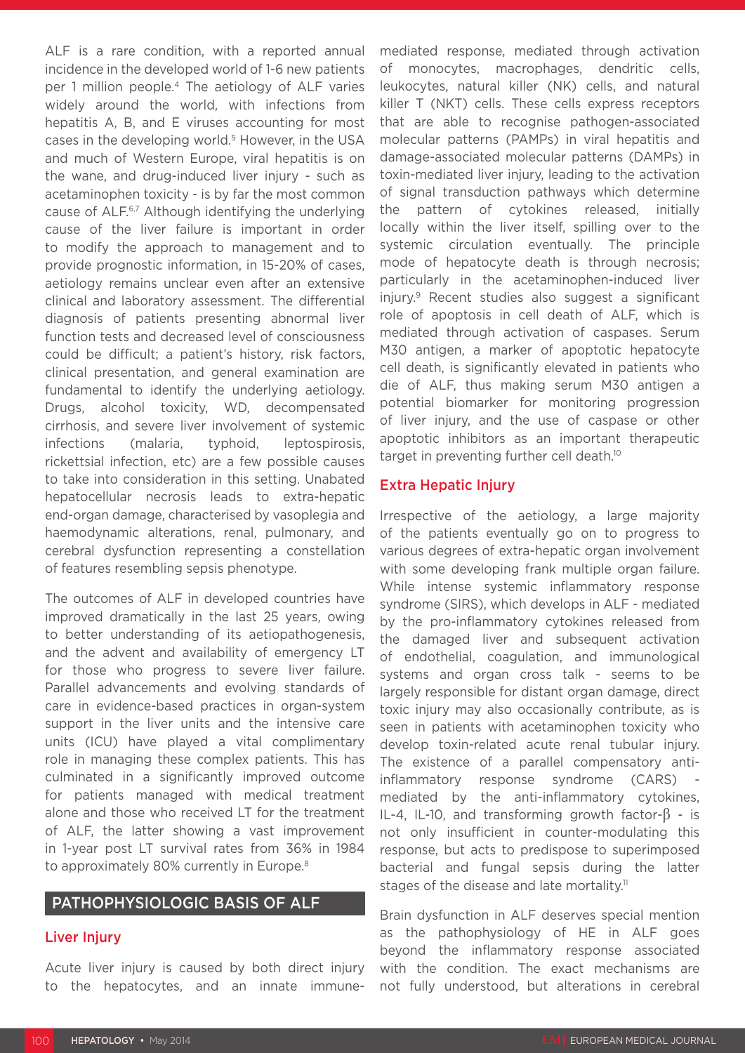ALF is a rare condition, with a reported annual incidence in the developed world of 1-6 new patients per 1 million people.[4] The aetiology of ALF varies widely around the world, with infections from hepatitis A, B, and E viruses accounting for most cases in the developing world.[5] However, in the USA and much of Western Europe, viral hepatitis is on the wane, and drug-induced liver injury - such as acetaminophen toxicity - is by far the most common cause of ALF.[6,7] Although identifying the underlying cause of the liver failure is important in order to modify the approach to management and to provide prognostic information, in 15-20% of cases, aetiology remains unclear even after an extensive clinical and laboratory assessment. The differential diagnosis of patients presenting abnormal liver function tests and decreased level of consciousness could be difficult; a patient's history, risk factors, clinical presentation, and general examination are fundamental to identify the underlying aetiology. Drugs, alcohol toxicity, WD, decompensated cirrhosis, and severe liver involvement of systemic infections (malaria, typhoid, leptospirosis, rickettsial infection, etc) are a few possible causes to take into consideration in this setting. Unabated hepatocellular necrosis leads to extra-hepatic end-organ damage, characterised by vasoplegia and haemodynamic alterations, renal, pulmonary, and cerebral dysfunction representing a constellation of features resembling sepsis phenotype.

The outcomes of ALF in developed countries have improved dramatically in the last 25 years, owing to better understanding of its aetiopathogenesis, and the advent and availability of emergency LT for those who progress to severe liver failure. Parallel advancements and evolving standards of care in evidence-based practices in organ-system support in the liver units and the intensive care units (ICU) have played a vital complimentary role in managing these complex patients. This has culminated in a significantly improved outcome for patients managed with medical treatment alone and those who received LT for the treatment of ALF, the latter showing a vast improvement in 1-year post LT survival rates from 36% in 1984 to approximately 80% currently in Europe.[8]

## PATHOPHYSIOLOGIC BASIS OF ALF

### Liver Injury

Acute liver injury is caused by both direct injury to the hepatocytes, and an innate immune-mediated response, mediated through activation of monocytes, macrophages, dendritic cells, leukocytes, natural killer (NK) cells, and natural killer T (NKT) cells. These cells express receptors that are able to recognise pathogen-associated molecular patterns (PAMPs) in viral hepatitis and damage-associated molecular patterns (DAMPs) in toxin-mediated liver injury, leading to the activation of signal transduction pathways which determine the pattern of cytokines released, initially locally within the liver itself, spilling over to the systemic circulation eventually. The principle mode of hepatocyte death is through necrosis; particularly in the acetaminophen-induced liver injury.[9] Recent studies also suggest a significant role of apoptosis in cell death of ALF, which is mediated through activation of caspases. Serum M30 antigen, a marker of apoptotic hepatocyte cell death, is significantly elevated in patients who die of ALF, thus making serum M30 antigen a potential biomarker for monitoring progression of liver injury, and the use of caspase or other apoptotic inhibitors as an important therapeutic target in preventing further cell death.[10]

### Extra Hepatic Injury

Irrespective of the aetiology, a large majority of the patients eventually go on to progress to various degrees of extra-hepatic organ involvement with some developing frank multiple organ failure. While intense systemic inflammatory response syndrome (SIRS), which develops in ALF - mediated by the pro-inflammatory cytokines released from the damaged liver and subsequent activation of endothelial, coagulation, and immunological systems and organ cross talk - seems to be largely responsible for distant organ damage, direct toxic injury may also occasionally contribute, as is seen in patients with acetaminophen toxicity who develop toxin-related acute renal tubular injury. The existence of a parallel compensatory anti-inflammatory response syndrome (CARS) - mediated by the anti-inflammatory cytokines, IL-4, IL-10, and transforming growth factor-β - is not only insufficient in counter-modulating this response, but acts to predispose to superimposed bacterial and fungal sepsis during the latter stages of the disease and late mortality.[11]

Brain dysfunction in ALF deserves special mention as the pathophysiology of HE in ALF goes beyond the inflammatory response associated with the condition. The exact mechanisms are not fully understood, but alterations in cerebral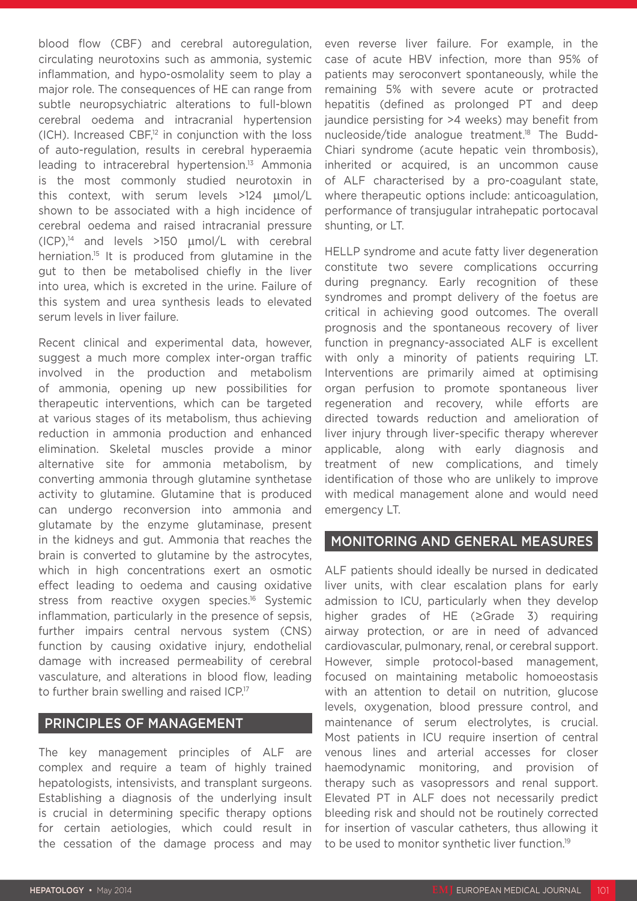blood flow (CBF) and cerebral autoregulation, circulating neurotoxins such as ammonia, systemic inflammation, and hypo-osmolality seem to play a major role. The consequences of HE can range from subtle neuropsychiatric alterations to full-blown cerebral oedema and intracranial hypertension (ICH). Increased CBF,[12] in conjunction with the loss of auto-regulation, results in cerebral hyperaemia leading to intracerebral hypertension.[13] Ammonia is the most commonly studied neurotoxin in this context, with serum levels >124 μmol/L shown to be associated with a high incidence of cerebral oedema and raised intracranial pressure (ICP),[14] and levels >150 μmol/L with cerebral herniation.[15] It is produced from glutamine in the gut to then be metabolised chiefly in the liver into urea, which is excreted in the urine. Failure of this system and urea synthesis leads to elevated serum levels in liver failure.

Recent clinical and experimental data, however, suggest a much more complex inter-organ traffic involved in the production and metabolism of ammonia, opening up new possibilities for therapeutic interventions, which can be targeted at various stages of its metabolism, thus achieving reduction in ammonia production and enhanced elimination. Skeletal muscles provide a minor alternative site for ammonia metabolism, by converting ammonia through glutamine synthetase activity to glutamine. Glutamine that is produced can undergo reconversion into ammonia and glutamate by the enzyme glutaminase, present in the kidneys and gut. Ammonia that reaches the brain is converted to glutamine by the astrocytes, which in high concentrations exert an osmotic effect leading to oedema and causing oxidative stress from reactive oxygen species.[16] Systemic inflammation, particularly in the presence of sepsis, further impairs central nervous system (CNS) function by causing oxidative injury, endothelial damage with increased permeability of cerebral vasculature, and alterations in blood flow, leading to further brain swelling and raised ICP.[17]

## PRINCIPLES OF MANAGEMENT

The key management principles of ALF are complex and require a team of highly trained hepatologists, intensivists, and transplant surgeons. Establishing a diagnosis of the underlying insult is crucial in determining specific therapy options for certain aetiologies, which could result in the cessation of the damage process and may even reverse liver failure. For example, in the case of acute HBV infection, more than 95% of patients may seroconvert spontaneously, while the remaining 5% with severe acute or protracted hepatitis (defined as prolonged PT and deep jaundice persisting for >4 weeks) may benefit from nucleoside/tide analogue treatment.[18] The Budd-Chiari syndrome (acute hepatic vein thrombosis), inherited or acquired, is an uncommon cause of ALF characterised by a pro-coagulant state, where therapeutic options include: anticoagulation, performance of transjugular intrahepatic portocaval shunting, or LT.

HELLP syndrome and acute fatty liver degeneration constitute two severe complications occurring during pregnancy. Early recognition of these syndromes and prompt delivery of the foetus are critical in achieving good outcomes. The overall prognosis and the spontaneous recovery of liver function in pregnancy-associated ALF is excellent with only a minority of patients requiring LT. Interventions are primarily aimed at optimising organ perfusion to promote spontaneous liver regeneration and recovery, while efforts are directed towards reduction and amelioration of liver injury through liver-specific therapy wherever applicable, along with early diagnosis and treatment of new complications, and timely identification of those who are unlikely to improve with medical management alone and would need emergency LT.

## MONITORING AND GENERAL MEASURES

ALF patients should ideally be nursed in dedicated liver units, with clear escalation plans for early admission to ICU, particularly when they develop higher grades of HE (≥Grade 3) requiring airway protection, or are in need of advanced cardiovascular, pulmonary, renal, or cerebral support. However, simple protocol-based management, focused on maintaining metabolic homoeostasis with an attention to detail on nutrition, glucose levels, oxygenation, blood pressure control, and maintenance of serum electrolytes, is crucial. Most patients in ICU require insertion of central venous lines and arterial accesses for closer haemodynamic monitoring, and provision of therapy such as vasopressors and renal support. Elevated PT in ALF does not necessarily predict bleeding risk and should not be routinely corrected for insertion of vascular catheters, thus allowing it to be used to monitor synthetic liver function.[19]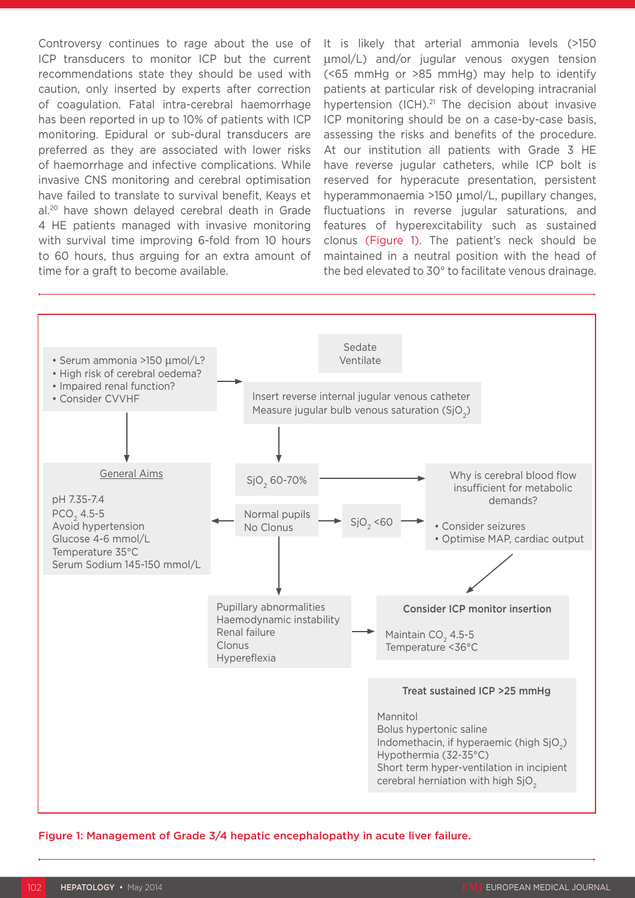Controversy continues to rage about the use of ICP transducers to monitor ICP but the current recommendations state they should be used with caution, only inserted by experts after correction of coagulation. Fatal intra-cerebral haemorrhage has been reported in up to 10% of patients with ICP monitoring. Epidural or sub-dural transducers are preferred as they are associated with lower risks of haemorrhage and infective complications. While invasive CNS monitoring and cerebral optimisation have failed to translate to survival benefit, Keays et al.[20] have shown delayed cerebral death in Grade 4 HE patients managed with invasive monitoring with survival time improving 6-fold from 10 hours to 60 hours, thus arguing for an extra amount of time for a graft to become available.

It is likely that arterial ammonia levels (>150 µmol/L) and/or jugular venous oxygen tension (<65 mmHg or >85 mmHg) may help to identify patients at particular risk of developing intracranial hypertension (ICH).[21] The decision about invasive ICP monitoring should be on a case-by-case basis, assessing the risks and benefits of the procedure. At our institution all patients with Grade 3 HE have reverse jugular catheters, while ICP bolt is reserved for hyperacute presentation, persistent hyperammonaemia >150 µmol/L, pupillary changes, fluctuations in reverse jugular saturations, and features of hyperexcitability such as sustained clonus (Figure 1). The patient's neck should be maintained in a neutral position with the head of the bed elevated to 30° to facilitate venous drainage.

- Serum ammonia >150 µmol/L?
- High risk of cerebral oedema?
- Impaired renal function?
- Consider CVVHF

→ Sedate, Ventilate

→ Insert reverse internal jugular venous catheter. Measure jugular bulb venous saturation ($SjO_2$)

**General Aims**
- pH 7.35-7.4
- $PCO_2$ 4.5-5
- Avoid hypertension
- Glucose 4-6 mmol/L
- Temperature 35°C
- Serum Sodium 145-150 mmol/L

$SjO_2$ 60-70% → Normal pupils, No Clonus

$SjO_2$ <60 → Why is cerebral blood flow insufficient for metabolic demands?
- Consider seizures
- Optimise MAP, cardiac output

Pupillary abnormalities / Haemodynamic instability / Renal failure / Clonus / Hyperreflexia → **Consider ICP monitor insertion**
- Maintain $CO_2$ 4.5-5
- Temperature <36°C

**Treat sustained ICP >25 mmHg**
- Mannitol
- Bolus hypertonic saline
- Indomethacin, if hyperaemic (high $SjO_2$)
- Hypothermia (32-35°C)
- Short term hyper-ventilation in incipient cerebral herniation with high $SjO_2$

Figure 1: Management of Grade 3/4 hepatic encephalopathy in acute liver failure.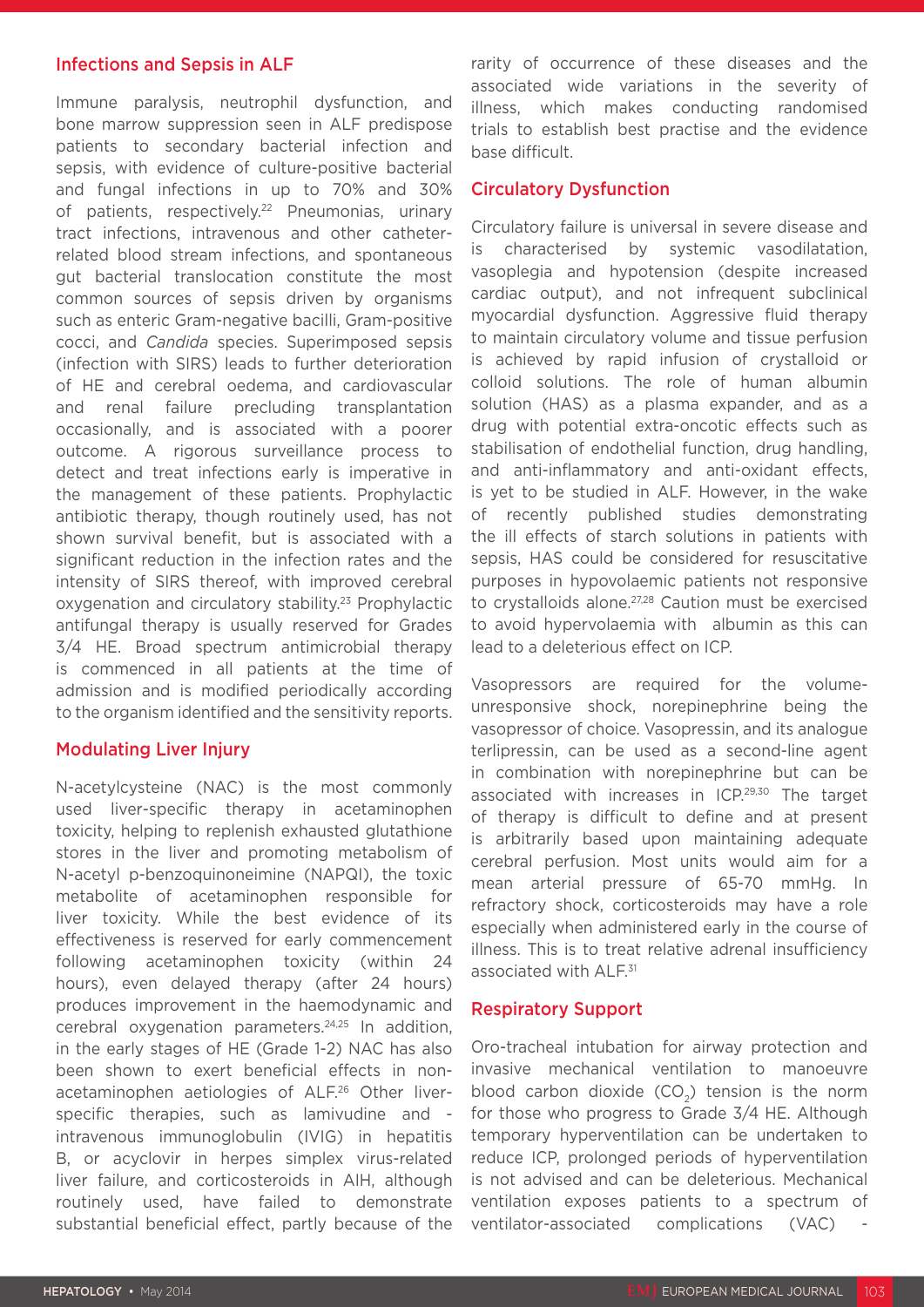## Infections and Sepsis in ALF

Immune paralysis, neutrophil dysfunction, and bone marrow suppression seen in ALF predispose patients to secondary bacterial infection and sepsis, with evidence of culture-positive bacterial and fungal infections in up to 70% and 30% of patients, respectively.[22] Pneumonias, urinary tract infections, intravenous and other catheter-related blood stream infections, and spontaneous gut bacterial translocation constitute the most common sources of sepsis driven by organisms such as enteric Gram-negative bacilli, Gram-positive cocci, and *Candida* species. Superimposed sepsis (infection with SIRS) leads to further deterioration of HE and cerebral oedema, and cardiovascular and renal failure precluding transplantation occasionally, and is associated with a poorer outcome. A rigorous surveillance process to detect and treat infections early is imperative in the management of these patients. Prophylactic antibiotic therapy, though routinely used, has not shown survival benefit, but is associated with a significant reduction in the infection rates and the intensity of SIRS thereof, with improved cerebral oxygenation and circulatory stability.[23] Prophylactic antifungal therapy is usually reserved for Grades 3/4 HE. Broad spectrum antimicrobial therapy is commenced in all patients at the time of admission and is modified periodically according to the organism identified and the sensitivity reports.

## Modulating Liver Injury

N-acetylcysteine (NAC) is the most commonly used liver-specific therapy in acetaminophen toxicity, helping to replenish exhausted glutathione stores in the liver and promoting metabolism of N-acetyl p-benzoquinoneimine (NAPQI), the toxic metabolite of acetaminophen responsible for liver toxicity. While the best evidence of its effectiveness is reserved for early commencement following acetaminophen toxicity (within 24 hours), even delayed therapy (after 24 hours) produces improvement in the haemodynamic and cerebral oxygenation parameters.[24,25] In addition, in the early stages of HE (Grade 1-2) NAC has also been shown to exert beneficial effects in non-acetaminophen aetiologies of ALF.[26] Other liver-specific therapies, such as lamivudine and -intravenous immunoglobulin (IVIG) in hepatitis B, or acyclovir in herpes simplex virus-related liver failure, and corticosteroids in AIH, although routinely used, have failed to demonstrate substantial beneficial effect, partly because of the rarity of occurrence of these diseases and the associated wide variations in the severity of illness, which makes conducting randomised trials to establish best practise and the evidence base difficult.

## Circulatory Dysfunction

Circulatory failure is universal in severe disease and is characterised by systemic vasodilatation, vasoplegia and hypotension (despite increased cardiac output), and not infrequent subclinical myocardial dysfunction. Aggressive fluid therapy to maintain circulatory volume and tissue perfusion is achieved by rapid infusion of crystalloid or colloid solutions. The role of human albumin solution (HAS) as a plasma expander, and as a drug with potential extra-oncotic effects such as stabilisation of endothelial function, drug handling, and anti-inflammatory and anti-oxidant effects, is yet to be studied in ALF. However, in the wake of recently published studies demonstrating the ill effects of starch solutions in patients with sepsis, HAS could be considered for resuscitative purposes in hypovolaemic patients not responsive to crystalloids alone.[27,28] Caution must be exercised to avoid hypervolaemia with albumin as this can lead to a deleterious effect on ICP.

Vasopressors are required for the volume-unresponsive shock, norepinephrine being the vasopressor of choice. Vasopressin, and its analogue terlipressin, can be used as a second-line agent in combination with norepinephrine but can be associated with increases in ICP.[29,30] The target of therapy is difficult to define and at present is arbitrarily based upon maintaining adequate cerebral perfusion. Most units would aim for a mean arterial pressure of 65-70 mmHg. In refractory shock, corticosteroids may have a role especially when administered early in the course of illness. This is to treat relative adrenal insufficiency associated with ALF.[31]

## Respiratory Support

Oro-tracheal intubation for airway protection and invasive mechanical ventilation to manoeuvre blood carbon dioxide ($CO_2$) tension is the norm for those who progress to Grade 3/4 HE. Although temporary hyperventilation can be undertaken to reduce ICP, prolonged periods of hyperventilation is not advised and can be deleterious. Mechanical ventilation exposes patients to a spectrum of ventilator-associated complications (VAC) -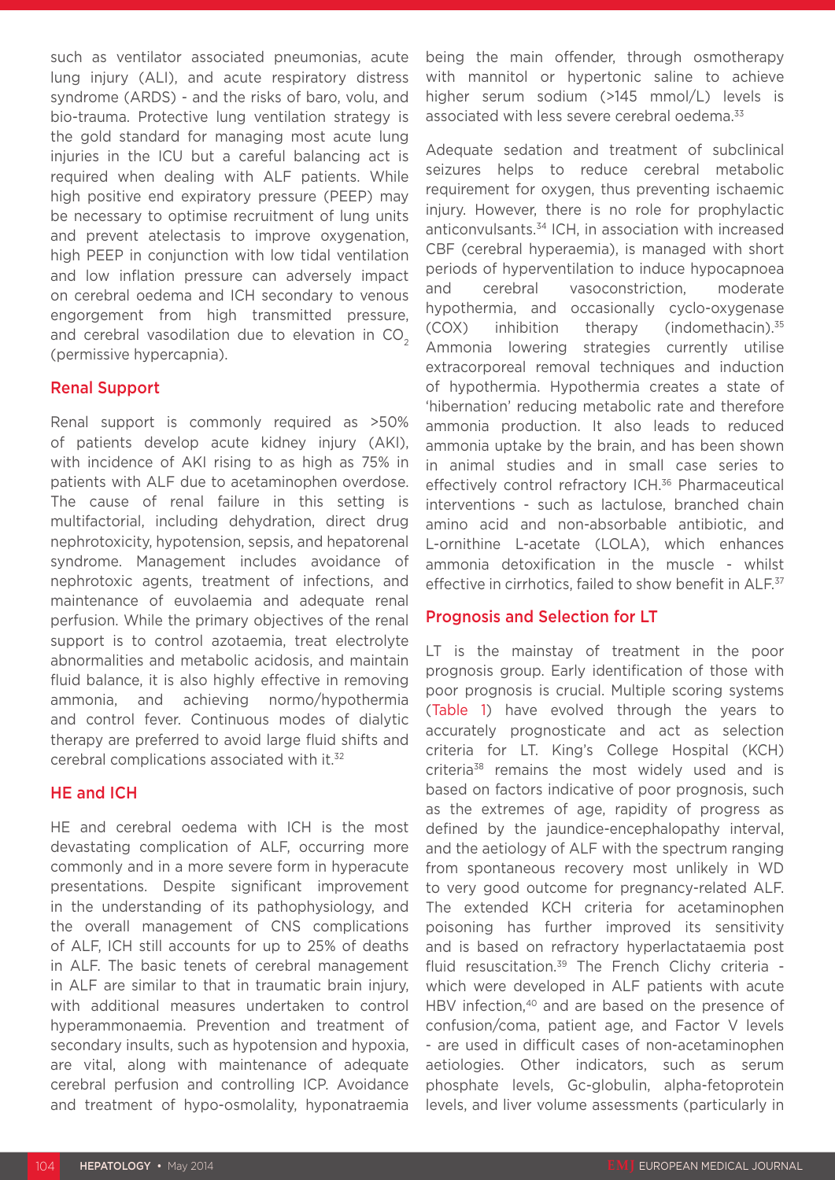such as ventilator associated pneumonias, acute lung injury (ALI), and acute respiratory distress syndrome (ARDS) - and the risks of baro, volu, and bio-trauma. Protective lung ventilation strategy is the gold standard for managing most acute lung injuries in the ICU but a careful balancing act is required when dealing with ALF patients. While high positive end expiratory pressure (PEEP) may be necessary to optimise recruitment of lung units and prevent atelectasis to improve oxygenation, high PEEP in conjunction with low tidal ventilation and low inflation pressure can adversely impact on cerebral oedema and ICH secondary to venous engorgement from high transmitted pressure, and cerebral vasodilation due to elevation in $CO_2$ (permissive hypercapnia).

## Renal Support

Renal support is commonly required as >50% of patients develop acute kidney injury (AKI), with incidence of AKI rising to as high as 75% in patients with ALF due to acetaminophen overdose. The cause of renal failure in this setting is multifactorial, including dehydration, direct drug nephrotoxicity, hypotension, sepsis, and hepatorenal syndrome. Management includes avoidance of nephrotoxic agents, treatment of infections, and maintenance of euvolaemia and adequate renal perfusion. While the primary objectives of the renal support is to control azotaemia, treat electrolyte abnormalities and metabolic acidosis, and maintain fluid balance, it is also highly effective in removing ammonia, and achieving normo/hypothermia and control fever. Continuous modes of dialytic therapy are preferred to avoid large fluid shifts and cerebral complications associated with it.[32]

## HE and ICH

HE and cerebral oedema with ICH is the most devastating complication of ALF, occurring more commonly and in a more severe form in hyperacute presentations. Despite significant improvement in the understanding of its pathophysiology, and the overall management of CNS complications of ALF, ICH still accounts for up to 25% of deaths in ALF. The basic tenets of cerebral management in ALF are similar to that in traumatic brain injury, with additional measures undertaken to control hyperammonaemia. Prevention and treatment of secondary insults, such as hypotension and hypoxia, are vital, along with maintenance of adequate cerebral perfusion and controlling ICP. Avoidance and treatment of hypo-osmolality, hyponatraemia being the main offender, through osmotherapy with mannitol or hypertonic saline to achieve higher serum sodium (>145 mmol/L) levels is associated with less severe cerebral oedema.[33]

Adequate sedation and treatment of subclinical seizures helps to reduce cerebral metabolic requirement for oxygen, thus preventing ischaemic injury. However, there is no role for prophylactic anticonvulsants.[34] ICH, in association with increased CBF (cerebral hyperaemia), is managed with short periods of hyperventilation to induce hypocapnoea and cerebral vasoconstriction, moderate hypothermia, and occasionally cyclo-oxygenase (COX) inhibition therapy (indomethacin).[35] Ammonia lowering strategies currently utilise extracorporeal removal techniques and induction of hypothermia. Hypothermia creates a state of 'hibernation' reducing metabolic rate and therefore ammonia production. It also leads to reduced ammonia uptake by the brain, and has been shown in animal studies and in small case series to effectively control refractory ICH.[36] Pharmaceutical interventions - such as lactulose, branched chain amino acid and non-absorbable antibiotic, and L-ornithine L-acetate (LOLA), which enhances ammonia detoxification in the muscle - whilst effective in cirrhotics, failed to show benefit in ALF.[37]

## Prognosis and Selection for LT

LT is the mainstay of treatment in the poor prognosis group. Early identification of those with poor prognosis is crucial. Multiple scoring systems (Table 1) have evolved through the years to accurately prognosticate and act as selection criteria for LT. King's College Hospital (KCH) criteria[38] remains the most widely used and is based on factors indicative of poor prognosis, such as the extremes of age, rapidity of progress as defined by the jaundice-encephalopathy interval, and the aetiology of ALF with the spectrum ranging from spontaneous recovery most unlikely in WD to very good outcome for pregnancy-related ALF. The extended KCH criteria for acetaminophen poisoning has further improved its sensitivity and is based on refractory hyperlactataemia post fluid resuscitation.[39] The French Clichy criteria - which were developed in ALF patients with acute HBV infection,[40] and are based on the presence of confusion/coma, patient age, and Factor V levels - are used in difficult cases of non-acetaminophen aetiologies. Other indicators, such as serum phosphate levels, Gc-globulin, alpha-fetoprotein levels, and liver volume assessments (particularly in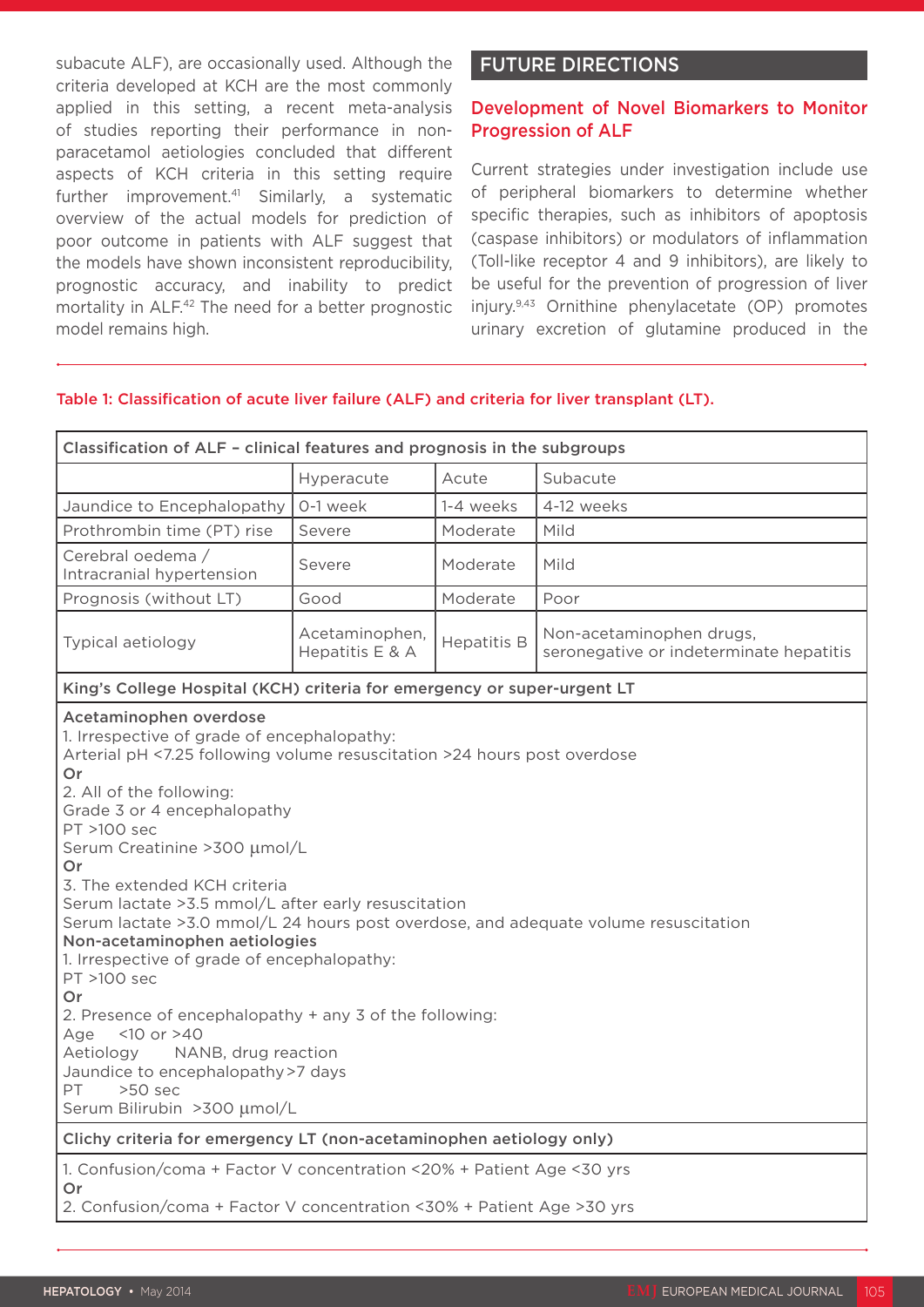subacute ALF), are occasionally used. Although the criteria developed at KCH are the most commonly applied in this setting, a recent meta-analysis of studies reporting their performance in non-paracetamol aetiologies concluded that different aspects of KCH criteria in this setting require further improvement.[41] Similarly, a systematic overview of the actual models for prediction of poor outcome in patients with ALF suggest that the models have shown inconsistent reproducibility, prognostic accuracy, and inability to predict mortality in ALF.[42] The need for a better prognostic model remains high.

## FUTURE DIRECTIONS

### Development of Novel Biomarkers to Monitor Progression of ALF

Current strategies under investigation include use of peripheral biomarkers to determine whether specific therapies, such as inhibitors of apoptosis (caspase inhibitors) or modulators of inflammation (Toll-like receptor 4 and 9 inhibitors), are likely to be useful for the prevention of progression of liver injury.[9,43] Ornithine phenylacetate (OP) promotes urinary excretion of glutamine produced in the

Table 1: Classification of acute liver failure (ALF) and criteria for liver transplant (LT).

| Classification of ALF – clinical features and prognosis in the subgroups | | | |
|---|---|---|---|
| | Hyperacute | Acute | Subacute |
| Jaundice to Encephalopathy | 0-1 week | 1-4 weeks | 4-12 weeks |
| Prothrombin time (PT) rise | Severe | Moderate | Mild |
| Cerebral oedema / Intracranial hypertension | Severe | Moderate | Mild |
| Prognosis (without LT) | Good | Moderate | Poor |
| Typical aetiology | Acetaminophen, Hepatitis E & A | Hepatitis B | Non-acetaminophen drugs, seronegative or indeterminate hepatitis |
| **King's College Hospital (KCH) criteria for emergency or super-urgent LT** | | | |
| **Acetaminophen overdose**<br>1. Irrespective of grade of encephalopathy:<br>Arterial pH <7.25 following volume resuscitation >24 hours post overdose<br>**Or**<br>2. All of the following:<br>Grade 3 or 4 encephalopathy<br>PT >100 sec<br>Serum Creatinine >300 µmol/L<br>**Or**<br>3. The extended KCH criteria<br>Serum lactate >3.5 mmol/L after early resuscitation<br>Serum lactate >3.0 mmol/L 24 hours post overdose, and adequate volume resuscitation<br>**Non-acetaminophen aetiologies**<br>1. Irrespective of grade of encephalopathy:<br>PT >100 sec<br>**Or**<br>2. Presence of encephalopathy + any 3 of the following:<br>Age <10 or >40<br>Aetiology NANB, drug reaction<br>Jaundice to encephalopathy >7 days<br>PT >50 sec<br>Serum Bilirubin >300 µmol/L | | | |
| **Clichy criteria for emergency LT (non-acetaminophen aetiology only)** | | | |
| 1. Confusion/coma + Factor V concentration <20% + Patient Age <30 yrs<br>**Or**<br>2. Confusion/coma + Factor V concentration <30% + Patient Age >30 yrs | | | |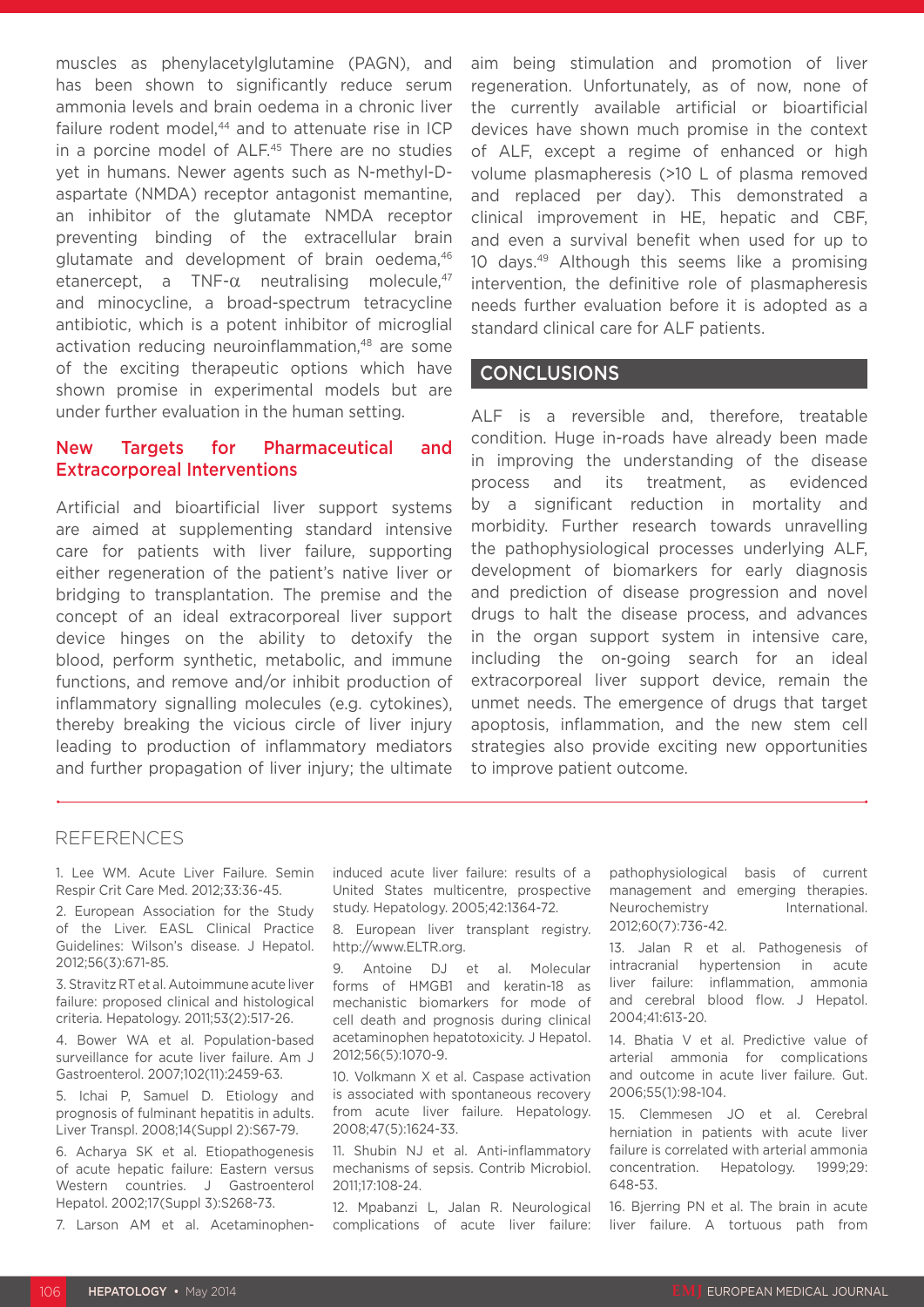muscles as phenylacetylglutamine (PAGN), and has been shown to significantly reduce serum ammonia levels and brain oedema in a chronic liver failure rodent model,[44] and to attenuate rise in ICP in a porcine model of ALF.[45] There are no studies yet in humans. Newer agents such as N-methyl-D-aspartate (NMDA) receptor antagonist memantine, an inhibitor of the glutamate NMDA receptor preventing binding of the extracellular brain glutamate and development of brain oedema,[46] etanercept, a TNF-α neutralising molecule,[47] and minocycline, a broad-spectrum tetracycline antibiotic, which is a potent inhibitor of microglial activation reducing neuroinflammation,[48] are some of the exciting therapeutic options which have shown promise in experimental models but are under further evaluation in the human setting.

### New Targets for Pharmaceutical and Extracorporeal Interventions

Artificial and bioartificial liver support systems are aimed at supplementing standard intensive care for patients with liver failure, supporting either regeneration of the patient's native liver or bridging to transplantation. The premise and the concept of an ideal extracorporeal liver support device hinges on the ability to detoxify the blood, perform synthetic, metabolic, and immune functions, and remove and/or inhibit production of inflammatory signalling molecules (e.g. cytokines), thereby breaking the vicious circle of liver injury leading to production of inflammatory mediators and further propagation of liver injury; the ultimate aim being stimulation and promotion of liver regeneration. Unfortunately, as of now, none of the currently available artificial or bioartificial devices have shown much promise in the context of ALF, except a regime of enhanced or high volume plasmapheresis (>10 L of plasma removed and replaced per day). This demonstrated a clinical improvement in HE, hepatic and CBF, and even a survival benefit when used for up to 10 days.[49] Although this seems like a promising intervention, the definitive role of plasmapheresis needs further evaluation before it is adopted as a standard clinical care for ALF patients.

## CONCLUSIONS

ALF is a reversible and, therefore, treatable condition. Huge in-roads have already been made in improving the understanding of the disease process and its treatment, as evidenced by a significant reduction in mortality and morbidity. Further research towards unravelling the pathophysiological processes underlying ALF, development of biomarkers for early diagnosis and prediction of disease progression and novel drugs to halt the disease process, and advances in the organ support system in intensive care, including the on-going search for an ideal extracorporeal liver support device, remain the unmet needs. The emergence of drugs that target apoptosis, inflammation, and the new stem cell strategies also provide exciting new opportunities to improve patient outcome.

## REFERENCES

1. Lee WM. Acute Liver Failure. Semin Respir Crit Care Med. 2012;33:36-45.
2. European Association for the Study of the Liver. EASL Clinical Practice Guidelines: Wilson's disease. J Hepatol. 2012;56(3):671-85.
3. Stravitz RT et al. Autoimmune acute liver failure: proposed clinical and histological criteria. Hepatology. 2011;53(2):517-26.
4. Bower WA et al. Population-based surveillance for acute liver failure. Am J Gastroenterol. 2007;102(11):2459-63.
5. Ichai P, Samuel D. Etiology and prognosis of fulminant hepatitis in adults. Liver Transpl. 2008;14(Suppl 2):S67-79.
6. Acharya SK et al. Etiopathogenesis of acute hepatic failure: Eastern versus Western countries. J Gastroenterol Hepatol. 2002;17(Suppl 3):S268-73.
7. Larson AM et al. Acetaminophen-induced acute liver failure: results of a United States multicentre, prospective study. Hepatology. 2005;42:1364-72.
8. European liver transplant registry. http://www.ELTR.org.
9. Antoine DJ et al. Molecular forms of HMGB1 and keratin-18 as mechanistic biomarkers for mode of cell death and prognosis during clinical acetaminophen hepatotoxicity. J Hepatol. 2012;56(5):1070-9.
10. Volkmann X et al. Caspase activation is associated with spontaneous recovery from acute liver failure. Hepatology. 2008;47(5):1624-33.
11. Shubin NJ et al. Anti-inflammatory mechanisms of sepsis. Contrib Microbiol. 2011;17:108-24.
12. Mpabanzi L, Jalan R. Neurological complications of acute liver failure: pathophysiological basis of current management and emerging therapies. Neurochemistry International. 2012;60(7):736-42.
13. Jalan R et al. Pathogenesis of intracranial hypertension in acute liver failure: inflammation, ammonia and cerebral blood flow. J Hepatol. 2004;41:613-20.
14. Bhatia V et al. Predictive value of arterial ammonia for complications and outcome in acute liver failure. Gut. 2006;55(1):98-104.
15. Clemmesen JO et al. Cerebral herniation in patients with acute liver failure is correlated with arterial ammonia concentration. Hepatology. 1999;29:648-53.
16. Bjerring PN et al. The brain in acute liver failure. A tortuous path from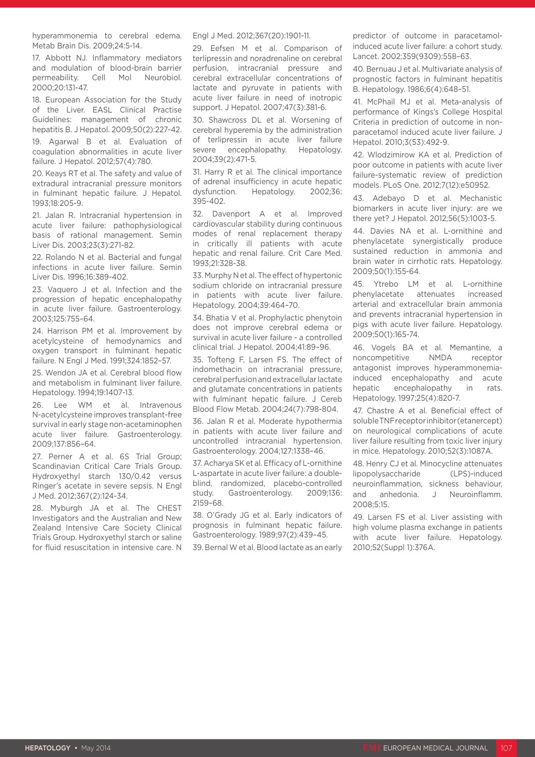hyperammonemia to cerebral edema. Metab Brain Dis. 2009;24:5-14.

17. Abbott NJ. Inflammatory mediators and modulation of blood-brain barrier permeability. Cell Mol Neurobiol. 2000;20:131-47.

18. European Association for the Study of the Liver. EASL Clinical Practise Guidelines: management of chronic hepatitis B. J Hepatol. 2009;50(2):227-42.

19. Agarwal B et al. Evaluation of coagulation abnormalities in acute liver failure. J Hepatol. 2012;57(4):780.

20. Keays RT et al. The safety and value of extradural intracranial pressure monitors in fulminant hepatic failure. J Hepatol. 1993;18:205-9.

21. Jalan R. Intracranial hypertension in acute liver failure: pathophysiological basis of rational management. Semin Liver Dis. 2003;23(3):271-82.

22. Rolando N et al. Bacterial and fungal infections in acute liver failure. Semin Liver Dis. 1996;16:389-402.

23. Vaquero J et al. Infection and the progression of hepatic encephalopathy in acute liver failure. Gastroenterology. 2003;125:755–64.

24. Harrison PM et al. Improvement by acetylcysteine of hemodynamics and oxygen transport in fulminant hepatic failure. N Engl J Med. 1991;324:1852–57.

25. Wendon JA et al. Cerebral blood flow and metabolism in fulminant liver failure. Hepatology. 1994;19:1407-13.

26. Lee WM et al. Intravenous N-acetylcysteine improves transplant-free survival in early stage non-acetaminophen acute liver failure. Gastroenterology. 2009;137:856–64.

27. Perner A et al. 6S Trial Group; Scandinavian Critical Care Trials Group. Hydroxyethyl starch 130/0.42 versus Ringer's acetate in severe sepsis. N Engl J Med. 2012;367(2):124-34.

28. Myburgh JA et al. The CHEST Investigators and the Australian and New Zealand Intensive Care Society Clinical Trials Group. Hydroxyethyl starch or saline for fluid resuscitation in intensive care. N Engl J Med. 2012;367(20):1901-11.

29. Eefsen M et al. Comparison of terlipressin and noradrenaline on cerebral perfusion, intracranial pressure and cerebral extracellular concentrations of lactate and pyruvate in patients with acute liver failure in need of inotropic support. J Hepatol. 2007;47(3):381-6.

30. Shawcross DL et al. Worsening of cerebral hyperemia by the administration of terlipressin in acute liver failure severe encephalopathy. Hepatology. 2004;39(2):471-5.

31. Harry R et al. The clinical importance of adrenal insufficiency in acute hepatic dysfunction. Hepatology. 2002;36: 395-402.

32. Davenport A et al. Improved cardiovascular stability during continuous modes of renal replacement therapy in critically ill patients with acute hepatic and renal failure. Crit Care Med. 1993;21:328-38.

33. Murphy N et al. The effect of hypertonic sodium chloride on intracranial pressure in patients with acute liver failure. Hepatology. 2004;39:464–70.

34. Bhatia V et al. Prophylactic phenytoin does not improve cerebral edema or survival in acute liver failure - a controlled clinical trial. J Hepatol. 2004;41:89–96.

35. Tofteng F, Larsen FS. The effect of indomethacin on intracranial pressure, cerebral perfusion and extracellular lactate and glutamate concentrations in patients with fulminant hepatic failure. J Cereb Blood Flow Metab. 2004;24(7):798-804.

36. Jalan R et al. Moderate hypothermia in patients with acute liver failure and uncontrolled intracranial hypertension. Gastroenterology. 2004;127:1338–46.

37. Acharya SK et al. Efficacy of L-ornithine L-aspartate in acute liver failure: a double-blind, randomized, placebo-controlled study. Gastroenterology. 2009;136: 2159–68.

38. O'Grady JG et al. Early indicators of prognosis in fulminant hepatic failure. Gastroenterology. 1989;97(2):439–45.

39. Bernal W et al. Blood lactate as an early predictor of outcome in paracetamol-induced acute liver failure: a cohort study. Lancet. 2002;359(9309):558–63.

40. Bernuau J et al. Multivariate analysis of prognostic factors in fulminant hepatitis B. Hepatology. 1986;6(4):648–51.

41. McPhail MJ et al. Meta-analysis of performance of Kings's College Hospital Criteria in prediction of outcome in non-paracetamol induced acute liver failure. J Hepatol. 2010;3(53):492-9.

42. Wlodzimirow KA et al. Prediction of poor outcome in patients with acute liver failure-systematic review of prediction models. PLoS One. 2012;7(12):e50952.

43. Adebayo D et al. Mechanistic biomarkers in acute liver injury: are we there yet? J Hepatol. 2012;56(5):1003-5.

44. Davies NA et al. L-ornithine and phenylacetate synergistically produce sustained reduction in ammonia and brain water in cirrhotic rats. Hepatology. 2009;50(1):155-64.

45. Ytrebo LM et al. L-ornithine phenylacetate attenuates increased arterial and extracellular brain ammonia and prevents intracranial hypertension in pigs with acute liver failure. Hepatology. 2009;50(1):165-74.

46. Vogels BA et al. Memantine, a noncompetitive NMDA receptor antagonist improves hyperammonemia-induced encephalopathy and acute hepatic encephalopathy in rats. Hepatology. 1997;25(4):820-7.

47. Chastre A et al. Beneficial effect of soluble TNF receptor inhibitor (etanercept) on neurological complications of acute liver failure resulting from toxic liver injury in mice. Hepatology. 2010;52(3):1087A.

48. Henry CJ et al. Minocycline attenuates lipopolysaccharide (LPS)-induced neuroinflammation, sickness behaviour, and anhedonia. J Neuroinflamm. 2008;5:15.

49. Larsen FS et al. Liver assisting with high volume plasma exchange in patients with acute liver failure. Hepatology. 2010;52(Suppl 1):376A.